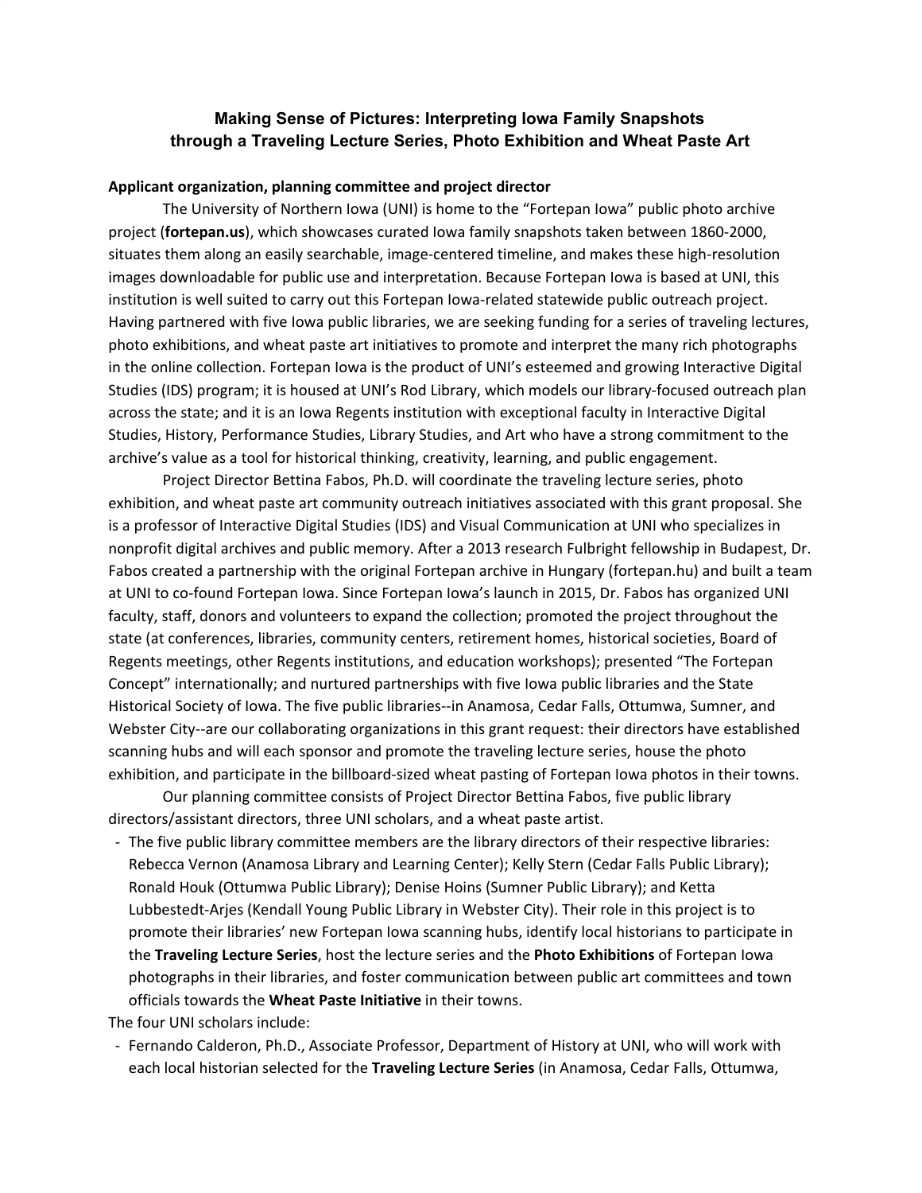# Making Sense of Pictures: Interpreting Iowa Family Snapshots through a Traveling Lecture Series, Photo Exhibition and Wheat Paste Art

**Applicant organization, planning committee and project director**

The University of Northern Iowa (UNI) is home to the "Fortepan Iowa" public photo archive project (**fortepan.us**), which showcases curated Iowa family snapshots taken between 1860-2000, situates them along an easily searchable, image-centered timeline, and makes these high-resolution images downloadable for public use and interpretation. Because Fortepan Iowa is based at UNI, this institution is well suited to carry out this Fortepan Iowa-related statewide public outreach project. Having partnered with five Iowa public libraries, we are seeking funding for a series of traveling lectures, photo exhibitions, and wheat paste art initiatives to promote and interpret the many rich photographs in the online collection. Fortepan Iowa is the product of UNI's esteemed and growing Interactive Digital Studies (IDS) program; it is housed at UNI's Rod Library, which models our library-focused outreach plan across the state; and it is an Iowa Regents institution with exceptional faculty in Interactive Digital Studies, History, Performance Studies, Library Studies, and Art who have a strong commitment to the archive's value as a tool for historical thinking, creativity, learning, and public engagement.

Project Director Bettina Fabos, Ph.D. will coordinate the traveling lecture series, photo exhibition, and wheat paste art community outreach initiatives associated with this grant proposal. She is a professor of Interactive Digital Studies (IDS) and Visual Communication at UNI who specializes in nonprofit digital archives and public memory. After a 2013 research Fulbright fellowship in Budapest, Dr. Fabos created a partnership with the original Fortepan archive in Hungary (fortepan.hu) and built a team at UNI to co-found Fortepan Iowa. Since Fortepan Iowa's launch in 2015, Dr. Fabos has organized UNI faculty, staff, donors and volunteers to expand the collection; promoted the project throughout the state (at conferences, libraries, community centers, retirement homes, historical societies, Board of Regents meetings, other Regents institutions, and education workshops); presented "The Fortepan Concept" internationally; and nurtured partnerships with five Iowa public libraries and the State Historical Society of Iowa. The five public libraries--in Anamosa, Cedar Falls, Ottumwa, Sumner, and Webster City--are our collaborating organizations in this grant request: their directors have established scanning hubs and will each sponsor and promote the traveling lecture series, house the photo exhibition, and participate in the billboard-sized wheat pasting of Fortepan Iowa photos in their towns.

Our planning committee consists of Project Director Bettina Fabos, five public library directors/assistant directors, three UNI scholars, and a wheat paste artist.

- The five public library committee members are the library directors of their respective libraries: Rebecca Vernon (Anamosa Library and Learning Center); Kelly Stern (Cedar Falls Public Library); Ronald Houk (Ottumwa Public Library); Denise Hoins (Sumner Public Library); and Ketta Lubbestedt-Arjes (Kendall Young Public Library in Webster City). Their role in this project is to promote their libraries' new Fortepan Iowa scanning hubs, identify local historians to participate in the **Traveling Lecture Series**, host the lecture series and the **Photo Exhibitions** of Fortepan Iowa photographs in their libraries, and foster communication between public art committees and town officials towards the **Wheat Paste Initiative** in their towns.

The four UNI scholars include:

- Fernando Calderon, Ph.D., Associate Professor, Department of History at UNI, who will work with each local historian selected for the **Traveling Lecture Series** (in Anamosa, Cedar Falls, Ottumwa,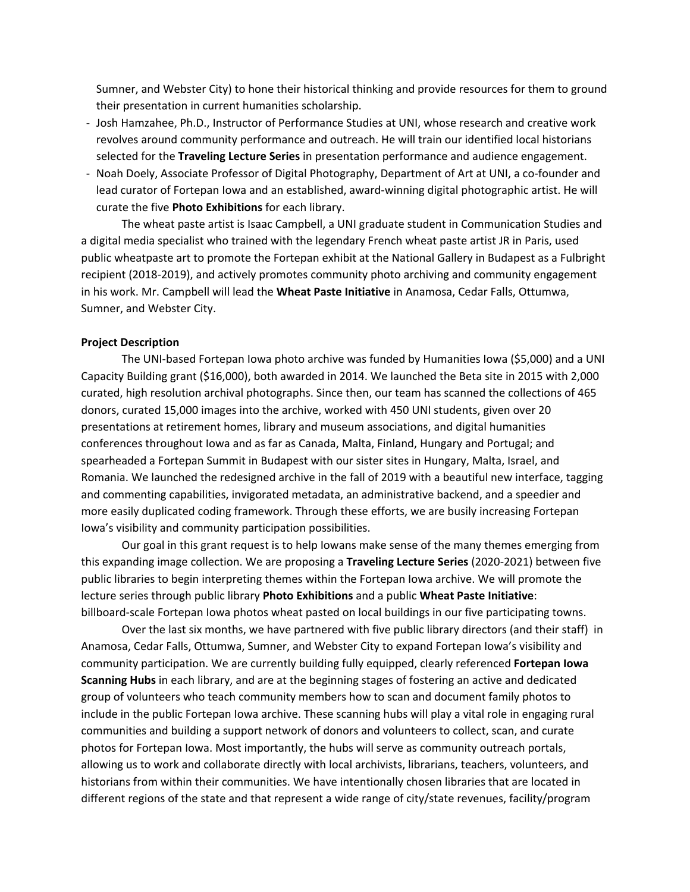Sumner, and Webster City) to hone their historical thinking and provide resources for them to ground their presentation in current humanities scholarship.

- Josh Hamzahee, Ph.D., Instructor of Performance Studies at UNI, whose research and creative work revolves around community performance and outreach. He will train our identified local historians selected for the **Traveling Lecture Series** in presentation performance and audience engagement.
- Noah Doely, Associate Professor of Digital Photography, Department of Art at UNI, a co-founder and lead curator of Fortepan Iowa and an established, award-winning digital photographic artist. He will curate the five **Photo Exhibitions** for each library.

The wheat paste artist is Isaac Campbell, a UNI graduate student in Communication Studies and a digital media specialist who trained with the legendary French wheat paste artist JR in Paris, used public wheatpaste art to promote the Fortepan exhibit at the National Gallery in Budapest as a Fulbright recipient (2018-2019), and actively promotes community photo archiving and community engagement in his work. Mr. Campbell will lead the **Wheat Paste Initiative** in Anamosa, Cedar Falls, Ottumwa, Sumner, and Webster City.

**Project Description**

The UNI-based Fortepan Iowa photo archive was funded by Humanities Iowa ($5,000) and a UNI Capacity Building grant ($16,000), both awarded in 2014. We launched the Beta site in 2015 with 2,000 curated, high resolution archival photographs. Since then, our team has scanned the collections of 465 donors, curated 15,000 images into the archive, worked with 450 UNI students, given over 20 presentations at retirement homes, library and museum associations, and digital humanities conferences throughout Iowa and as far as Canada, Malta, Finland, Hungary and Portugal; and spearheaded a Fortepan Summit in Budapest with our sister sites in Hungary, Malta, Israel, and Romania. We launched the redesigned archive in the fall of 2019 with a beautiful new interface, tagging and commenting capabilities, invigorated metadata, an administrative backend, and a speedier and more easily duplicated coding framework. Through these efforts, we are busily increasing Fortepan Iowa's visibility and community participation possibilities.

Our goal in this grant request is to help Iowans make sense of the many themes emerging from this expanding image collection. We are proposing a **Traveling Lecture Series** (2020-2021) between five public libraries to begin interpreting themes within the Fortepan Iowa archive. We will promote the lecture series through public library **Photo Exhibitions** and a public **Wheat Paste Initiative**: billboard-scale Fortepan Iowa photos wheat pasted on local buildings in our five participating towns.

Over the last six months, we have partnered with five public library directors (and their staff) in Anamosa, Cedar Falls, Ottumwa, Sumner, and Webster City to expand Fortepan Iowa's visibility and community participation. We are currently building fully equipped, clearly referenced **Fortepan Iowa Scanning Hubs** in each library, and are at the beginning stages of fostering an active and dedicated group of volunteers who teach community members how to scan and document family photos to include in the public Fortepan Iowa archive. These scanning hubs will play a vital role in engaging rural communities and building a support network of donors and volunteers to collect, scan, and curate photos for Fortepan Iowa. Most importantly, the hubs will serve as community outreach portals, allowing us to work and collaborate directly with local archivists, librarians, teachers, volunteers, and historians from within their communities. We have intentionally chosen libraries that are located in different regions of the state and that represent a wide range of city/state revenues, facility/program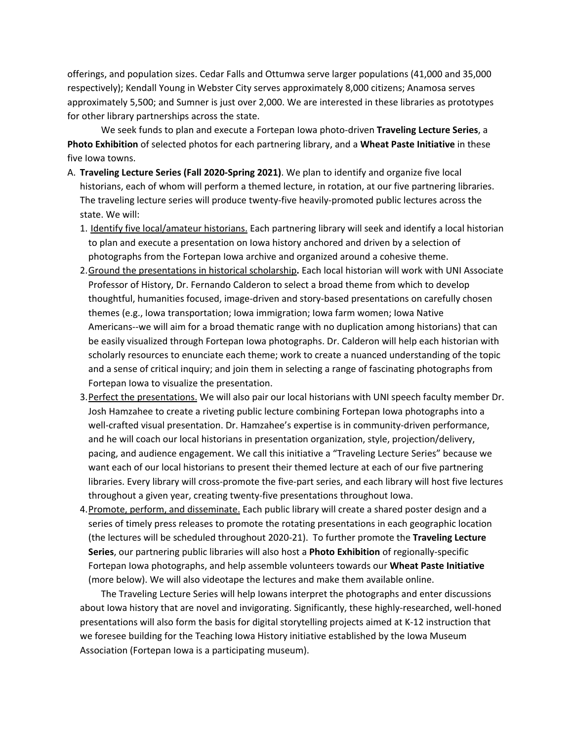offerings, and population sizes. Cedar Falls and Ottumwa serve larger populations (41,000 and 35,000 respectively); Kendall Young in Webster City serves approximately 8,000 citizens; Anamosa serves approximately 5,500; and Sumner is just over 2,000. We are interested in these libraries as prototypes for other library partnerships across the state.

We seek funds to plan and execute a Fortepan Iowa photo-driven **Traveling Lecture Series**, a **Photo Exhibition** of selected photos for each partnering library, and a **Wheat Paste Initiative** in these five Iowa towns.

A. **Traveling Lecture Series (Fall 2020-Spring 2021)**. We plan to identify and organize five local historians, each of whom will perform a themed lecture, in rotation, at our five partnering libraries. The traveling lecture series will produce twenty-five heavily-promoted public lectures across the state. We will:

   1. Identify five local/amateur historians. Each partnering library will seek and identify a local historian to plan and execute a presentation on Iowa history anchored and driven by a selection of photographs from the Fortepan Iowa archive and organized around a cohesive theme.
   2. Ground the presentations in historical scholarship**.** Each local historian will work with UNI Associate Professor of History, Dr. Fernando Calderon to select a broad theme from which to develop thoughtful, humanities focused, image-driven and story-based presentations on carefully chosen themes (e.g., Iowa transportation; Iowa immigration; Iowa farm women; Iowa Native Americans--we will aim for a broad thematic range with no duplication among historians) that can be easily visualized through Fortepan Iowa photographs. Dr. Calderon will help each historian with scholarly resources to enunciate each theme; work to create a nuanced understanding of the topic and a sense of critical inquiry; and join them in selecting a range of fascinating photographs from Fortepan Iowa to visualize the presentation.
   3. Perfect the presentations. We will also pair our local historians with UNI speech faculty member Dr. Josh Hamzahee to create a riveting public lecture combining Fortepan Iowa photographs into a well-crafted visual presentation. Dr. Hamzahee's expertise is in community-driven performance, and he will coach our local historians in presentation organization, style, projection/delivery, pacing, and audience engagement. We call this initiative a "Traveling Lecture Series" because we want each of our local historians to present their themed lecture at each of our five partnering libraries. Every library will cross-promote the five-part series, and each library will host five lectures throughout a given year, creating twenty-five presentations throughout Iowa.
   4. Promote, perform, and disseminate. Each public library will create a shared poster design and a series of timely press releases to promote the rotating presentations in each geographic location (the lectures will be scheduled throughout 2020-21). To further promote the **Traveling Lecture Series**, our partnering public libraries will also host a **Photo Exhibition** of regionally-specific Fortepan Iowa photographs, and help assemble volunteers towards our **Wheat Paste Initiative** (more below). We will also videotape the lectures and make them available online.

   The Traveling Lecture Series will help Iowans interpret the photographs and enter discussions about Iowa history that are novel and invigorating. Significantly, these highly-researched, well-honed presentations will also form the basis for digital storytelling projects aimed at K-12 instruction that we foresee building for the Teaching Iowa History initiative established by the Iowa Museum Association (Fortepan Iowa is a participating museum).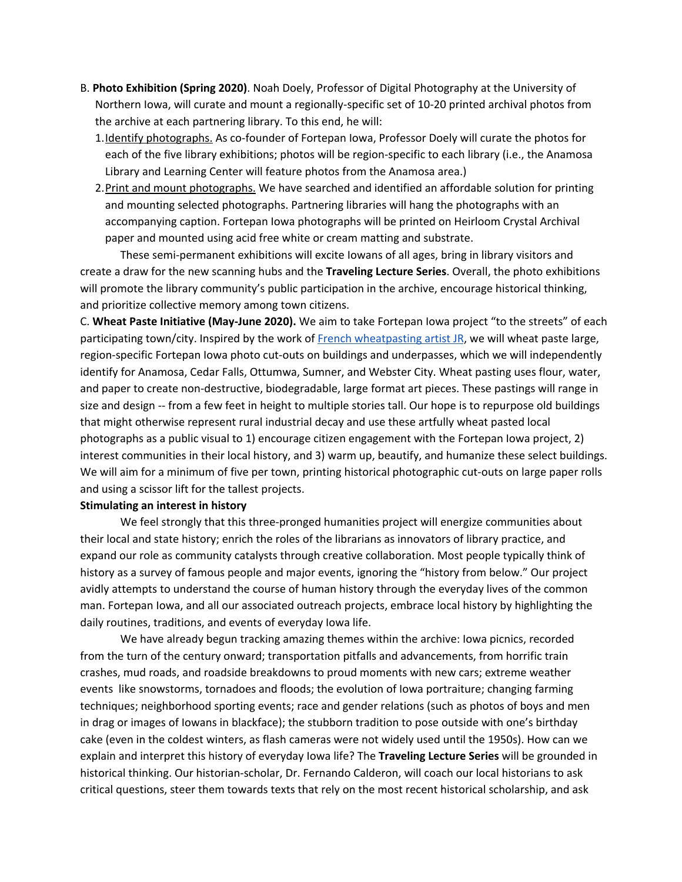B. **Photo Exhibition (Spring 2020)**. Noah Doely, Professor of Digital Photography at the University of Northern Iowa, will curate and mount a regionally-specific set of 10-20 printed archival photos from the archive at each partnering library. To this end, he will:

1. Identify photographs. As co-founder of Fortepan Iowa, Professor Doely will curate the photos for each of the five library exhibitions; photos will be region-specific to each library (i.e., the Anamosa Library and Learning Center will feature photos from the Anamosa area.)
2. Print and mount photographs. We have searched and identified an affordable solution for printing and mounting selected photographs. Partnering libraries will hang the photographs with an accompanying caption. Fortepan Iowa photographs will be printed on Heirloom Crystal Archival paper and mounted using acid free white or cream matting and substrate.

These semi-permanent exhibitions will excite Iowans of all ages, bring in library visitors and create a draw for the new scanning hubs and the **Traveling Lecture Series**. Overall, the photo exhibitions will promote the library community's public participation in the archive, encourage historical thinking, and prioritize collective memory among town citizens.

C. **Wheat Paste Initiative (May-June 2020).** We aim to take Fortepan Iowa project "to the streets" of each participating town/city. Inspired by the work of French wheatpasting artist JR, we will wheat paste large, region-specific Fortepan Iowa photo cut-outs on buildings and underpasses, which we will independently identify for Anamosa, Cedar Falls, Ottumwa, Sumner, and Webster City. Wheat pasting uses flour, water, and paper to create non-destructive, biodegradable, large format art pieces. These pastings will range in size and design -- from a few feet in height to multiple stories tall. Our hope is to repurpose old buildings that might otherwise represent rural industrial decay and use these artfully wheat pasted local photographs as a public visual to 1) encourage citizen engagement with the Fortepan Iowa project, 2) interest communities in their local history, and 3) warm up, beautify, and humanize these select buildings. We will aim for a minimum of five per town, printing historical photographic cut-outs on large paper rolls and using a scissor lift for the tallest projects.

**Stimulating an interest in history**

We feel strongly that this three-pronged humanities project will energize communities about their local and state history; enrich the roles of the librarians as innovators of library practice, and expand our role as community catalysts through creative collaboration. Most people typically think of history as a survey of famous people and major events, ignoring the "history from below." Our project avidly attempts to understand the course of human history through the everyday lives of the common man. Fortepan Iowa, and all our associated outreach projects, embrace local history by highlighting the daily routines, traditions, and events of everyday Iowa life.

We have already begun tracking amazing themes within the archive: Iowa picnics, recorded from the turn of the century onward; transportation pitfalls and advancements, from horrific train crashes, mud roads, and roadside breakdowns to proud moments with new cars; extreme weather events like snowstorms, tornadoes and floods; the evolution of Iowa portraiture; changing farming techniques; neighborhood sporting events; race and gender relations (such as photos of boys and men in drag or images of Iowans in blackface); the stubborn tradition to pose outside with one's birthday cake (even in the coldest winters, as flash cameras were not widely used until the 1950s). How can we explain and interpret this history of everyday Iowa life? The **Traveling Lecture Series** will be grounded in historical thinking. Our historian-scholar, Dr. Fernando Calderon, will coach our local historians to ask critical questions, steer them towards texts that rely on the most recent historical scholarship, and ask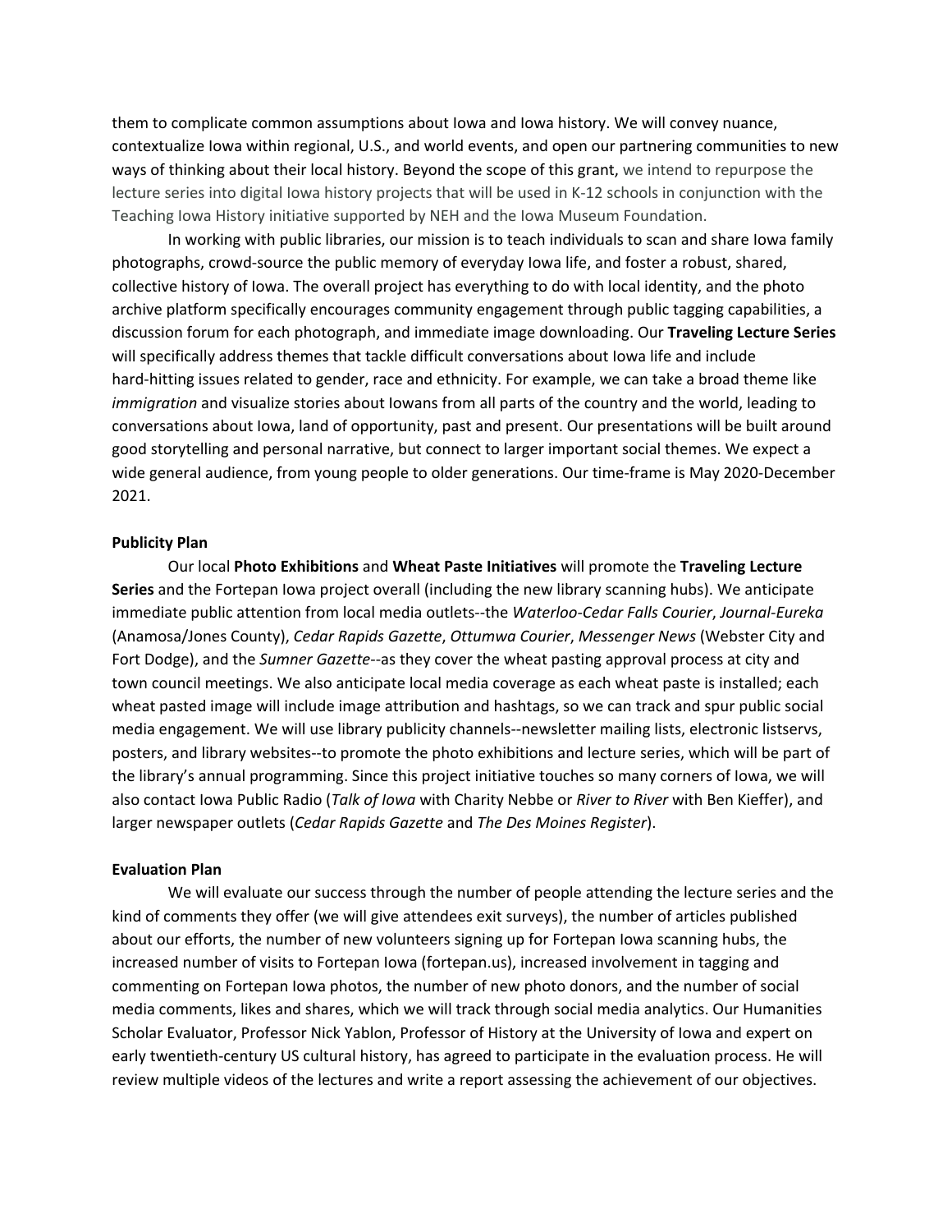them to complicate common assumptions about Iowa and Iowa history. We will convey nuance, contextualize Iowa within regional, U.S., and world events, and open our partnering communities to new ways of thinking about their local history. Beyond the scope of this grant, we intend to repurpose the lecture series into digital Iowa history projects that will be used in K-12 schools in conjunction with the Teaching Iowa History initiative supported by NEH and the Iowa Museum Foundation.

In working with public libraries, our mission is to teach individuals to scan and share Iowa family photographs, crowd-source the public memory of everyday Iowa life, and foster a robust, shared, collective history of Iowa. The overall project has everything to do with local identity, and the photo archive platform specifically encourages community engagement through public tagging capabilities, a discussion forum for each photograph, and immediate image downloading. Our **Traveling Lecture Series** will specifically address themes that tackle difficult conversations about Iowa life and include hard-hitting issues related to gender, race and ethnicity. For example, we can take a broad theme like *immigration* and visualize stories about Iowans from all parts of the country and the world, leading to conversations about Iowa, land of opportunity, past and present. Our presentations will be built around good storytelling and personal narrative, but connect to larger important social themes. We expect a wide general audience, from young people to older generations. Our time-frame is May 2020-December 2021.

**Publicity Plan**

Our local **Photo Exhibitions** and **Wheat Paste Initiatives** will promote the **Traveling Lecture Series** and the Fortepan Iowa project overall (including the new library scanning hubs). We anticipate immediate public attention from local media outlets--the *Waterloo-Cedar Falls Courier*, *Journal-Eureka* (Anamosa/Jones County), *Cedar Rapids Gazette*, *Ottumwa Courier*, *Messenger News* (Webster City and Fort Dodge), and the *Sumner Gazette*--as they cover the wheat pasting approval process at city and town council meetings. We also anticipate local media coverage as each wheat paste is installed; each wheat pasted image will include image attribution and hashtags, so we can track and spur public social media engagement. We will use library publicity channels--newsletter mailing lists, electronic listservs, posters, and library websites--to promote the photo exhibitions and lecture series, which will be part of the library's annual programming. Since this project initiative touches so many corners of Iowa, we will also contact Iowa Public Radio (*Talk of Iowa* with Charity Nebbe or *River to River* with Ben Kieffer), and larger newspaper outlets (*Cedar Rapids Gazette* and *The Des Moines Register*).

**Evaluation Plan**

We will evaluate our success through the number of people attending the lecture series and the kind of comments they offer (we will give attendees exit surveys), the number of articles published about our efforts, the number of new volunteers signing up for Fortepan Iowa scanning hubs, the increased number of visits to Fortepan Iowa (fortepan.us), increased involvement in tagging and commenting on Fortepan Iowa photos, the number of new photo donors, and the number of social media comments, likes and shares, which we will track through social media analytics. Our Humanities Scholar Evaluator, Professor Nick Yablon, Professor of History at the University of Iowa and expert on early twentieth-century US cultural history, has agreed to participate in the evaluation process. He will review multiple videos of the lectures and write a report assessing the achievement of our objectives.